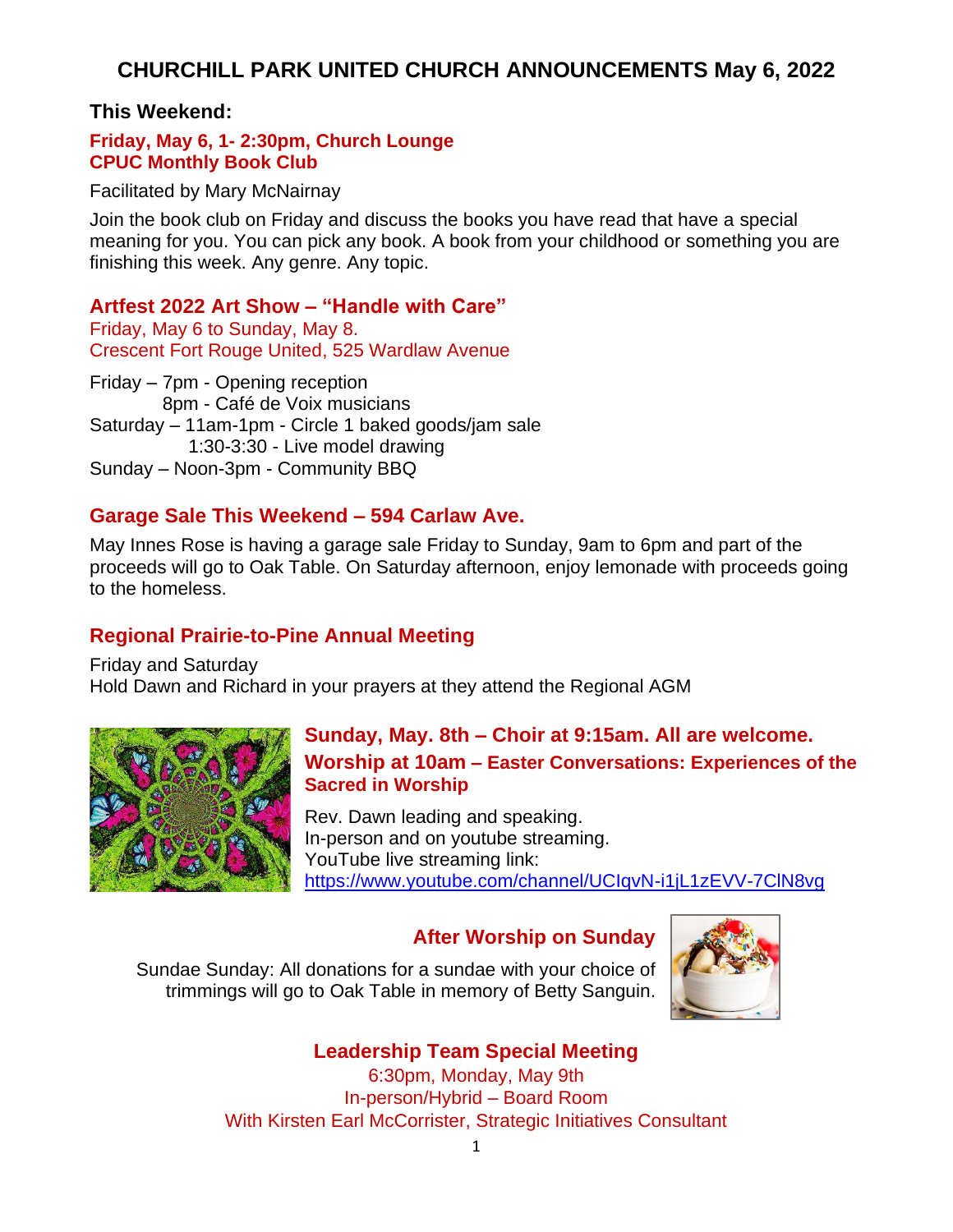# CHURCHILL PARK UNITED CHURCH ANNOUNCEMENTS May 6, 2022

## This Weekend:

### Friday, May 6, 1- 2:30pm, Church Lounge
### CPUC Monthly Book Club

Facilitated by Mary McNairnay

Join the book club on Friday and discuss the books you have read that have a special meaning for you. You can pick any book. A book from your childhood or something you are finishing this week. Any genre. Any topic.

### Artfest 2022 Art Show – "Handle with Care"

Friday, May 6 to Sunday, May 8.
Crescent Fort Rouge United, 525 Wardlaw Avenue

Friday – 7pm - Opening reception
8pm - Café de Voix musicians
Saturday – 11am-1pm - Circle 1 baked goods/jam sale
1:30-3:30 - Live model drawing
Sunday – Noon-3pm - Community BBQ

### Garage Sale This Weekend – 594 Carlaw Ave.

May Innes Rose is having a garage sale Friday to Sunday, 9am to 6pm and part of the proceeds will go to Oak Table. On Saturday afternoon, enjoy lemonade with proceeds going to the homeless.

### Regional Prairie-to-Pine Annual Meeting

Friday and Saturday
Hold Dawn and Richard in your prayers at they attend the Regional AGM

### Sunday, May. 8th – Choir at 9:15am. All are welcome.
### Worship at 10am – Easter Conversations: Experiences of the Sacred in Worship

Rev. Dawn leading and speaking.
In-person and on youtube streaming.
YouTube live streaming link:
https://www.youtube.com/channel/UCIqvN-i1jL1zEVV-7ClN8vg

### After Worship on Sunday

Sundae Sunday: All donations for a sundae with your choice of trimmings will go to Oak Table in memory of Betty Sanguin.

### Leadership Team Special Meeting

6:30pm, Monday, May 9th
In-person/Hybrid – Board Room
With Kirsten Earl McCorrister, Strategic Initiatives Consultant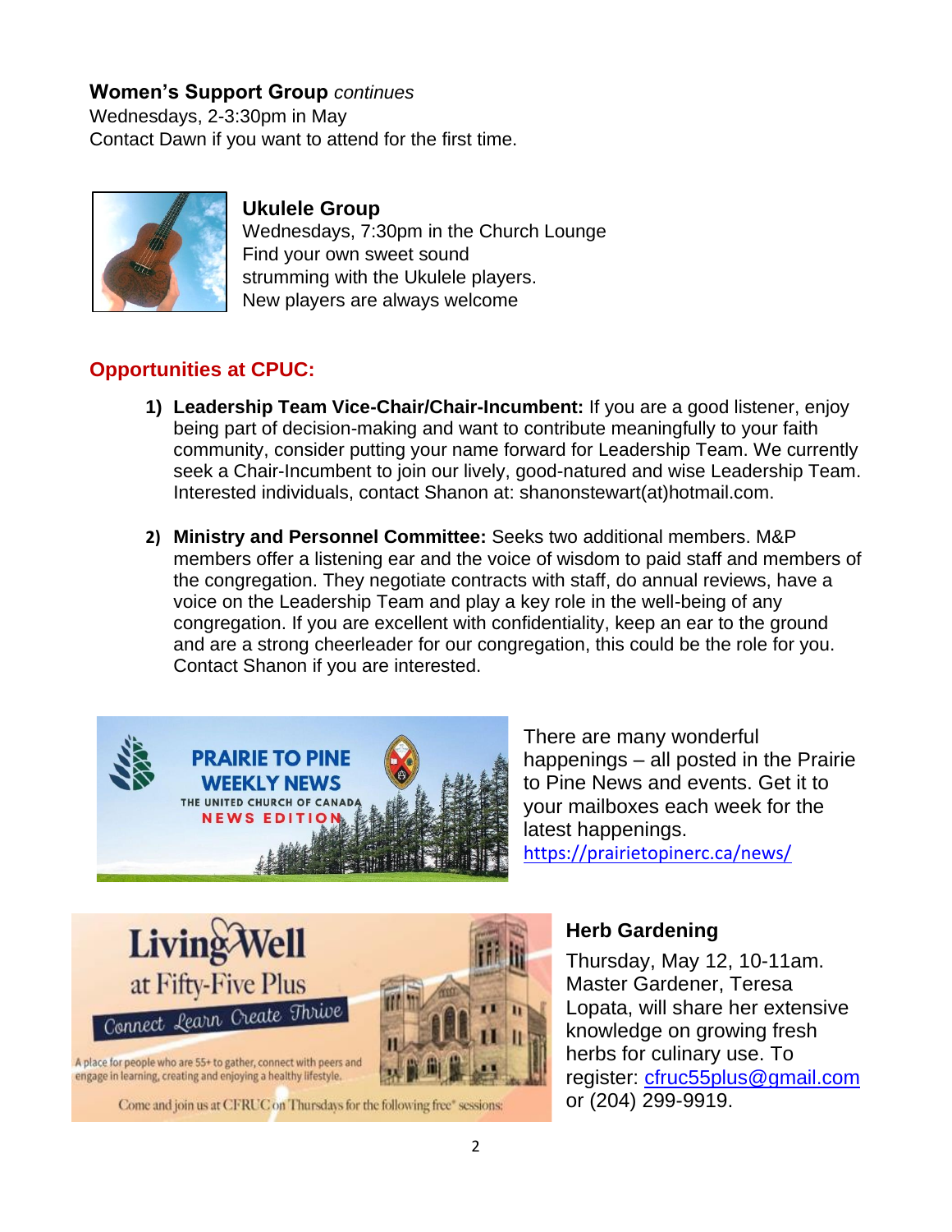**Women's Support Group** *continues*
Wednesdays, 2-3:30pm in May
Contact Dawn if you want to attend for the first time.

**Ukulele Group**
Wednesdays, 7:30pm in the Church Lounge
Find your own sweet sound
strumming with the Ukulele players.
New players are always welcome

## Opportunities at CPUC:

1) **Leadership Team Vice-Chair/Chair-Incumbent:** If you are a good listener, enjoy being part of decision-making and want to contribute meaningfully to your faith community, consider putting your name forward for Leadership Team. We currently seek a Chair-Incumbent to join our lively, good-natured and wise Leadership Team. Interested individuals, contact Shanon at: shanonstewart(at)hotmail.com.

2) **Ministry and Personnel Committee:** Seeks two additional members. M&P members offer a listening ear and the voice of wisdom to paid staff and members of the congregation. They negotiate contracts with staff, do annual reviews, have a voice on the Leadership Team and play a key role in the well-being of any congregation. If you are excellent with confidentiality, keep an ear to the ground and are a strong cheerleader for our congregation, this could be the role for you. Contact Shanon if you are interested.

PRAIRIE TO PINE WEEKLY NEWS
THE UNITED CHURCH OF CANADA
NEWS EDITION

There are many wonderful happenings – all posted in the Prairie to Pine News and events. Get it to your mailboxes each week for the latest happenings.
https://prairietopinerc.ca/news/

Living Well at Fifty-Five Plus
Connect Learn Create Thrive
A place for people who are 55+ to gather, connect with peers and engage in learning, creating and enjoying a healthy lifestyle.
Come and join us at CFRUC on Thursdays for the following free* sessions:

**Herb Gardening**
Thursday, May 12, 10-11am. Master Gardener, Teresa Lopata, will share her extensive knowledge on growing fresh herbs for culinary use. To register: cfruc55plus@gmail.com or (204) 299-9919.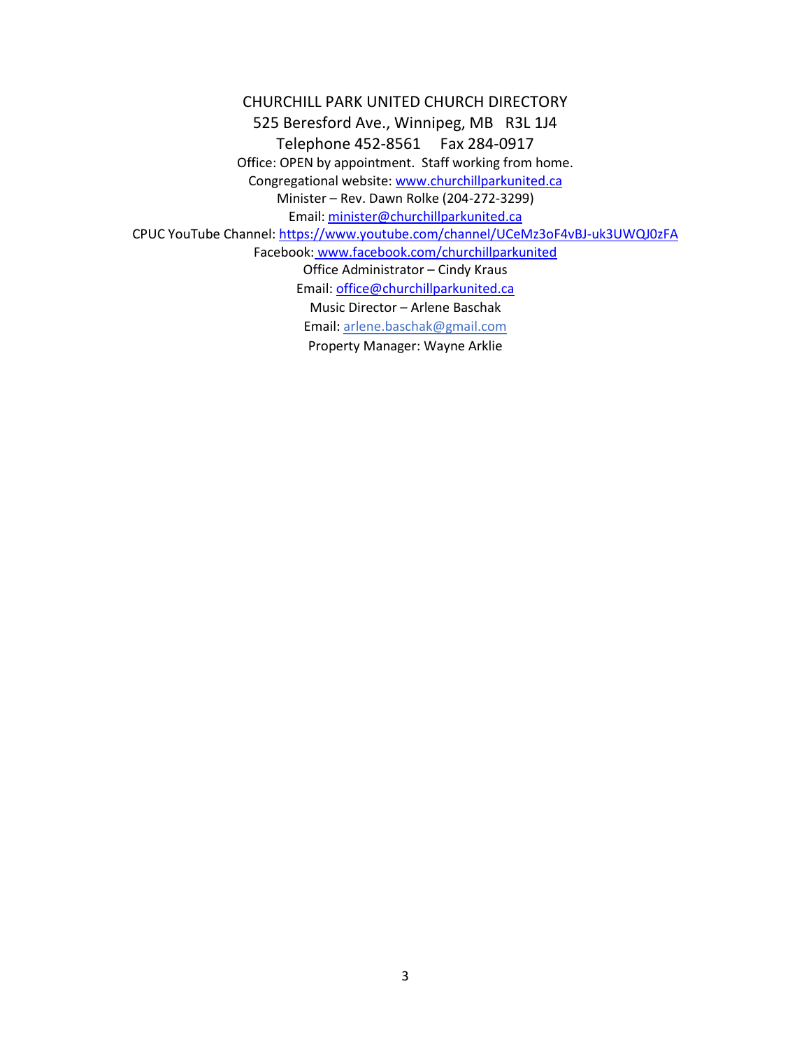CHURCHILL PARK UNITED CHURCH DIRECTORY

525 Beresford Ave., Winnipeg, MB R3L 1J4

Telephone 452-8561 Fax 284-0917

Office: OPEN by appointment. Staff working from home.

Congregational website: www.churchillparkunited.ca

Minister – Rev. Dawn Rolke (204-272-3299)

Email: minister@churchillparkunited.ca

CPUC YouTube Channel: https://www.youtube.com/channel/UCeMz3oF4vBJ-uk3UWQJ0zFA

Facebook: www.facebook.com/churchillparkunited

Office Administrator – Cindy Kraus

Email: office@churchillparkunited.ca

Music Director – Arlene Baschak

Email: arlene.baschak@gmail.com

Property Manager: Wayne Arklie